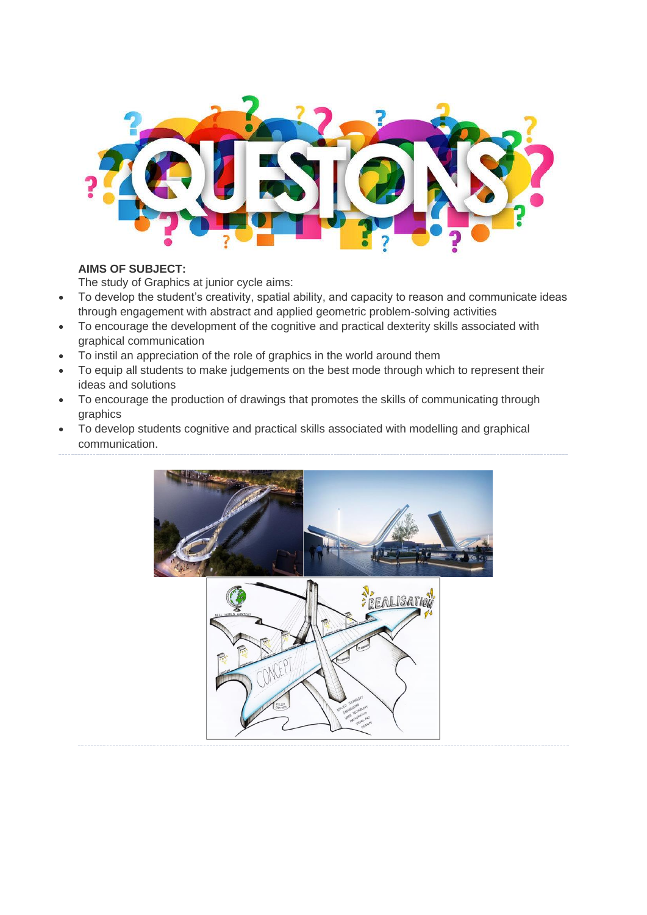**AIMS OF SUBJECT:**

The study of Graphics at junior cycle aims:

- To develop the student's creativity, spatial ability, and capacity to reason and communicate ideas through engagement with abstract and applied geometric problem-solving activities
- To encourage the development of the cognitive and practical dexterity skills associated with graphical communication
- To instil an appreciation of the role of graphics in the world around them
- To equip all students to make judgements on the best mode through which to represent their ideas and solutions
- To encourage the production of drawings that promotes the skills of communicating through graphics
- To develop students cognitive and practical skills associated with modelling and graphical communication.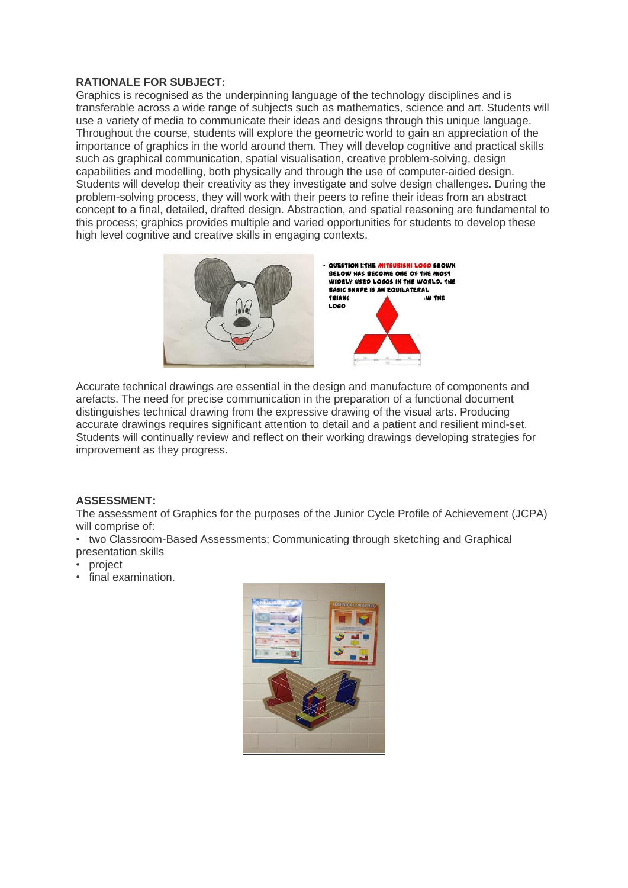**RATIONALE FOR SUBJECT:**

Graphics is recognised as the underpinning language of the technology disciplines and is transferable across a wide range of subjects such as mathematics, science and art. Students will use a variety of media to communicate their ideas and designs through this unique language. Throughout the course, students will explore the geometric world to gain an appreciation of the importance of graphics in the world around them. They will develop cognitive and practical skills such as graphical communication, spatial visualisation, creative problem-solving, design capabilities and modelling, both physically and through the use of computer-aided design. Students will develop their creativity as they investigate and solve design challenges. During the problem-solving process, they will work with their peers to refine their ideas from an abstract concept to a final, detailed, drafted design. Abstraction, and spatial reasoning are fundamental to this process; graphics provides multiple and varied opportunities for students to develop these high level cognitive and creative skills in engaging contexts.

Accurate technical drawings are essential in the design and manufacture of components and arefacts. The need for precise communication in the preparation of a functional document distinguishes technical drawing from the expressive drawing of the visual arts. Producing accurate drawings requires significant attention to detail and a patient and resilient mind-set. Students will continually review and reflect on their working drawings developing strategies for improvement as they progress.

**ASSESSMENT:**

The assessment of Graphics for the purposes of the Junior Cycle Profile of Achievement (JCPA) will comprise of:

- two Classroom-Based Assessments; Communicating through sketching and Graphical presentation skills
- project
- final examination.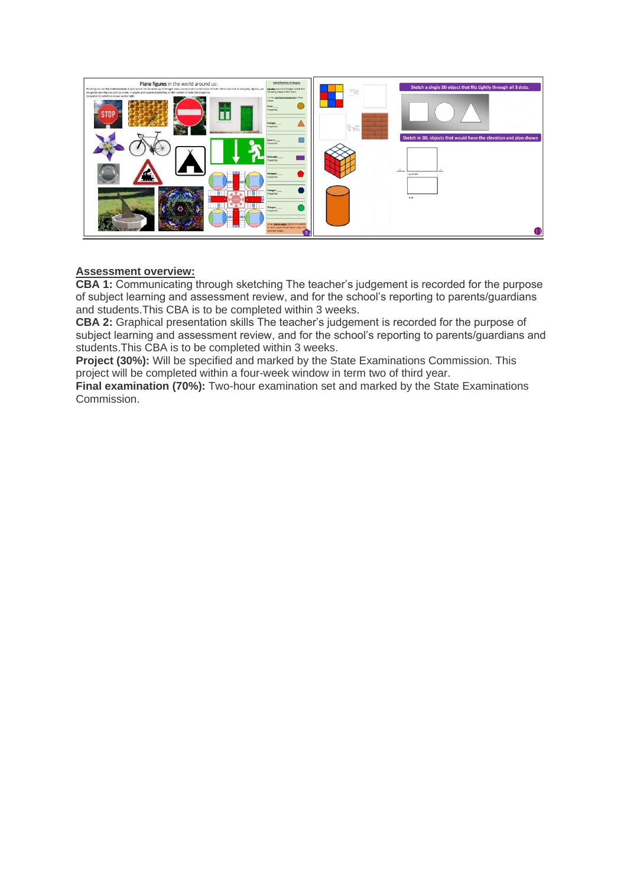**Assessment overview:**

**CBA 1:** Communicating through sketching The teacher's judgement is recorded for the purpose of subject learning and assessment review, and for the school's reporting to parents/guardians and students.This CBA is to be completed within 3 weeks.

**CBA 2:** Graphical presentation skills The teacher's judgement is recorded for the purpose of subject learning and assessment review, and for the school's reporting to parents/guardians and students.This CBA is to be completed within 3 weeks.

**Project (30%):** Will be specified and marked by the State Examinations Commission. This project will be completed within a four-week window in term two of third year.

**Final examination (70%):** Two-hour examination set and marked by the State Examinations Commission.